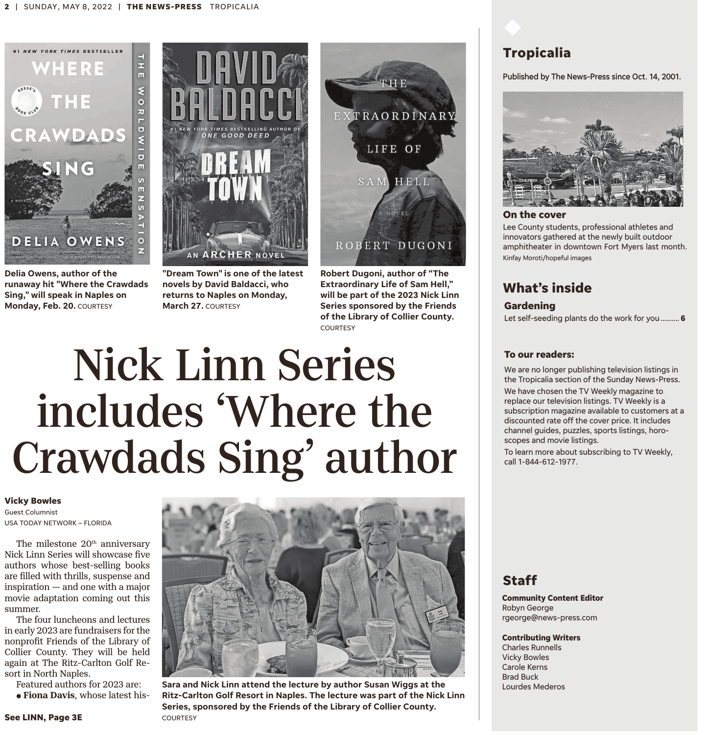Delia Owens, author of the runaway hit "Where the Crawdads Sing," will speak in Naples on Monday, Feb. 20. COURTESY

"Dream Town" is one of the latest novels by David Baldacci, who returns to Naples on Monday, March 27. COURTESY

Robert Dugoni, author of "The Extraordinary Life of Sam Hell," will be part of the 2023 Nick Linn Series sponsored by the Friends of the Library of Collier County. COURTESY

# Nick Linn Series includes 'Where the Crawdads Sing' author

**Vicky Bowles**
Guest Columnist
USA TODAY NETWORK – FLORIDA

The milestone 20th anniversary Nick Linn Series will showcase five authors whose best-selling books are filled with thrills, suspense and inspiration — and one with a major movie adaptation coming out this summer.

The four luncheons and lectures in early 2023 are fundraisers for the nonprofit Friends of the Library of Collier County. They will be held again at The Ritz-Carlton Golf Resort in North Naples.

Featured authors for 2023 are:

- **Fiona Davis**, whose latest his-

**See LINN, Page 3E**

Sara and Nick Linn attend the lecture by author Susan Wiggs at the Ritz-Carlton Golf Resort in Naples. The lecture was part of the Nick Linn Series, sponsored by the Friends of the Library of Collier County. COURTESY

## Tropicalia

Published by The News-Press since Oct. 14, 2001.

### On the cover

Lee County students, professional athletes and innovators gathered at the newly built outdoor amphitheater in downtown Fort Myers last month.
Kinfay Moroti/hopeful images

## What's inside

**Gardening**
Let self-seeding plants do the work for you .......... **6**

### To our readers:

We are no longer publishing television listings in the Tropicalia section of the Sunday News-Press.

We have chosen the TV Weekly magazine to replace our television listings. TV Weekly is a subscription magazine available to customers at a discounted rate off the cover price. It includes channel guides, puzzles, sports listings, horoscopes and movie listings.

To learn more about subscribing to TV Weekly, call 1-844-612-1977.

## Staff

**Community Content Editor**
Robyn George
rgeorge@news-press.com

**Contributing Writers**
Charles Runnells
Vicky Bowles
Carole Kerns
Brad Buck
Lourdes Mederos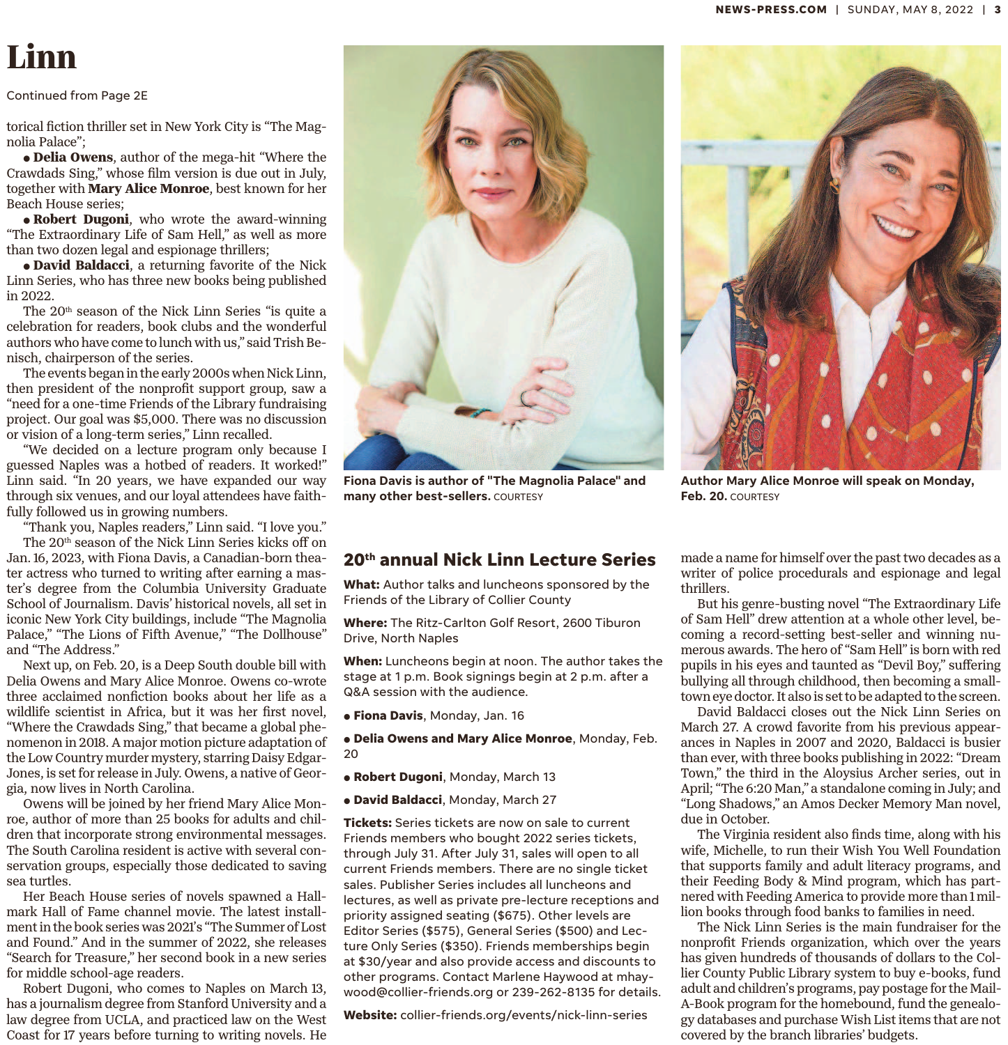# Linn

Continued from Page 2E

torical fiction thriller set in New York City is "The Magnolia Palace";

- **Delia Owens**, author of the mega-hit "Where the Crawdads Sing," whose film version is due out in July, together with **Mary Alice Monroe**, best known for her Beach House series;
- **Robert Dugoni**, who wrote the award-winning "The Extraordinary Life of Sam Hell," as well as more than two dozen legal and espionage thrillers;
- **David Baldacci**, a returning favorite of the Nick Linn Series, who has three new books being published in 2022.

The 20th season of the Nick Linn Series "is quite a celebration for readers, book clubs and the wonderful authors who have come to lunch with us," said Trish Benisch, chairperson of the series.

The events began in the early 2000s when Nick Linn, then president of the nonprofit support group, saw a "need for a one-time Friends of the Library fundraising project. Our goal was $5,000. There was no discussion or vision of a long-term series," Linn recalled.

"We decided on a lecture program only because I guessed Naples was a hotbed of readers. It worked!" Linn said. "In 20 years, we have expanded our way through six venues, and our loyal attendees have faithfully followed us in growing numbers.

"Thank you, Naples readers," Linn said. "I love you."

The 20th season of the Nick Linn Series kicks off on Jan. 16, 2023, with Fiona Davis, a Canadian-born theater actress who turned to writing after earning a master's degree from the Columbia University Graduate School of Journalism. Davis' historical novels, all set in iconic New York City buildings, include "The Magnolia Palace," "The Lions of Fifth Avenue," "The Dollhouse" and "The Address."

Next up, on Feb. 20, is a Deep South double bill with Delia Owens and Mary Alice Monroe. Owens co-wrote three acclaimed nonfiction books about her life as a wildlife scientist in Africa, but it was her first novel, "Where the Crawdads Sing," that became a global phenomenon in 2018. A major motion picture adaptation of the Low Country murder mystery, starring Daisy Edgar-Jones, is set for release in July. Owens, a native of Georgia, now lives in North Carolina.

Owens will be joined by her friend Mary Alice Monroe, author of more than 25 books for adults and children that incorporate strong environmental messages. The South Carolina resident is active with several conservation groups, especially those dedicated to saving sea turtles.

Her Beach House series of novels spawned a Hallmark Hall of Fame channel movie. The latest installment in the book series was 2021's "The Summer of Lost and Found." And in the summer of 2022, she releases "Search for Treasure," her second book in a new series for middle school-age readers.

Robert Dugoni, who comes to Naples on March 13, has a journalism degree from Stanford University and a law degree from UCLA, and practiced law on the West Coast for 17 years before turning to writing novels. He made a name for himself over the past two decades as a writer of police procedurals and espionage and legal thrillers.

But his genre-busting novel "The Extraordinary Life of Sam Hell" drew attention at a whole other level, becoming a record-setting best-seller and winning numerous awards. The hero of "Sam Hell" is born with red pupils in his eyes and taunted as "Devil Boy," suffering bullying all through childhood, then becoming a small-town eye doctor. It also is set to be adapted to the screen.

David Baldacci closes out the Nick Linn Series on March 27. A crowd favorite from his previous appearances in Naples in 2007 and 2020, Baldacci is busier than ever, with three books publishing in 2022: "Dream Town," the third in the Aloysius Archer series, out in April; "The 6:20 Man," a standalone coming in July; and "Long Shadows," an Amos Decker Memory Man novel, due in October.

The Virginia resident also finds time, along with his wife, Michelle, to run their Wish You Well Foundation that supports family and adult literacy programs, and their Feeding Body & Mind program, which has partnered with Feeding America to provide more than 1 million books through food banks to families in need.

The Nick Linn Series is the main fundraiser for the nonprofit Friends organization, which over the years has given hundreds of thousands of dollars to the Collier County Public Library system to buy e-books, fund adult and children's programs, pay postage for the Mail-A-Book program for the homebound, fund the genealogy databases and purchase Wish List items that are not covered by the branch libraries' budgets.

Fiona Davis is author of "The Magnolia Palace" and many other best-sellers. COURTESY

Author Mary Alice Monroe will speak on Monday, Feb. 20. COURTESY

## 20th annual Nick Linn Lecture Series

**What:** Author talks and luncheons sponsored by the Friends of the Library of Collier County

**Where:** The Ritz-Carlton Golf Resort, 2600 Tiburon Drive, North Naples

**When:** Luncheons begin at noon. The author takes the stage at 1 p.m. Book signings begin at 2 p.m. after a Q&A session with the audience.

- **Fiona Davis**, Monday, Jan. 16
- **Delia Owens and Mary Alice Monroe**, Monday, Feb. 20
- **Robert Dugoni**, Monday, March 13
- **David Baldacci**, Monday, March 27

**Tickets:** Series tickets are now on sale to current Friends members who bought 2022 series tickets, through July 31. After July 31, sales will open to all current Friends members. There are no single ticket sales. Publisher Series includes all luncheons and lectures, as well as private pre-lecture receptions and priority assigned seating ($675). Other levels are Editor Series ($575), General Series ($500) and Lecture Only Series ($350). Friends memberships begin at $30/year and also provide access and discounts to other programs. Contact Marlene Haywood at mhaywood@collier-friends.org or 239-262-8135 for details.

**Website:** collier-friends.org/events/nick-linn-series